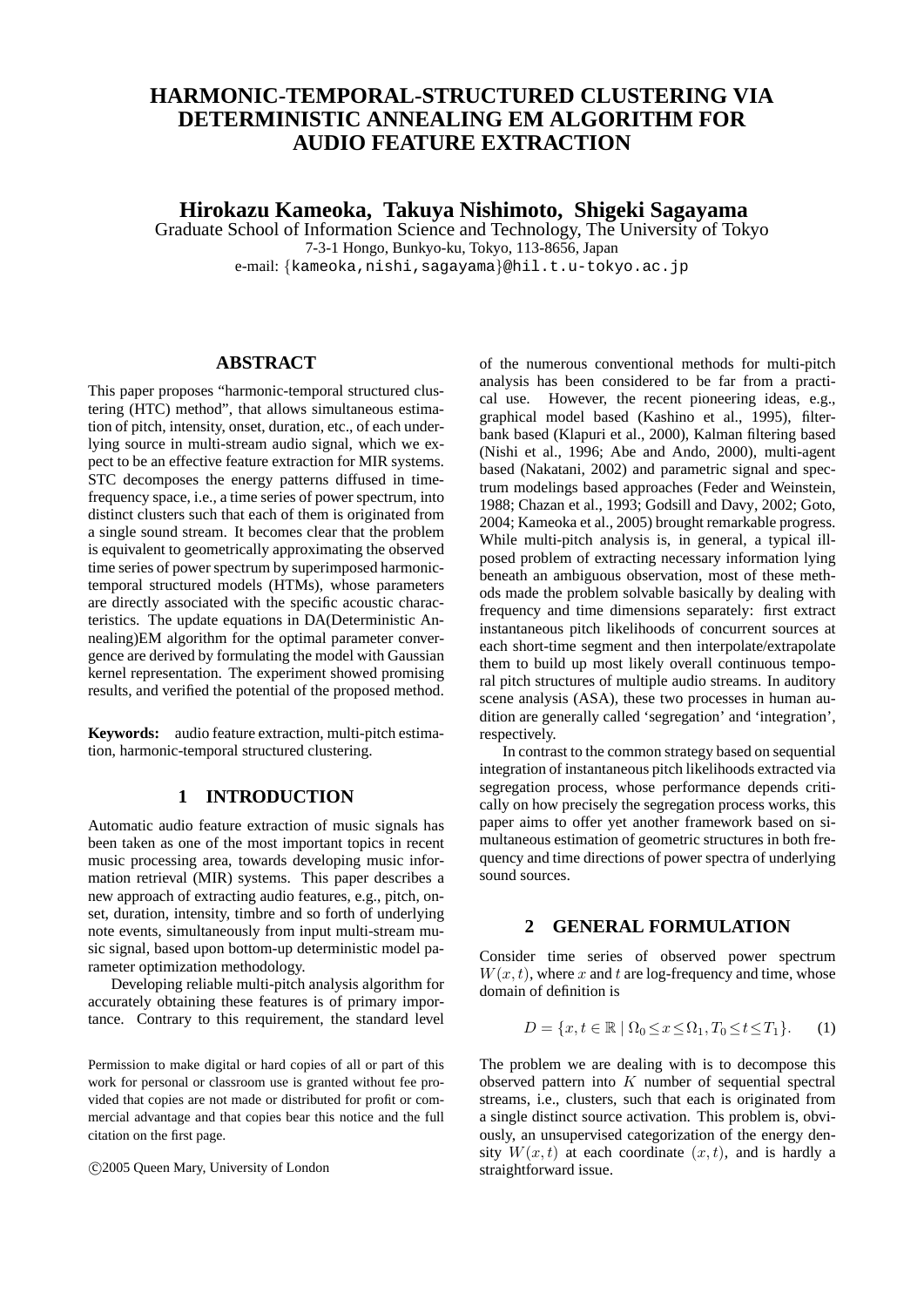# HARMONIC-TEMPORAL-STRUCTURED CLUSTERING VIA DETERMINISTIC ANNEALING EM ALGORITHM FOR AUDIO FEATURE EXTRACTION

**Hirokazu Kameoka, Takuya Nishimoto, Shigeki Sagayama**

Graduate School of Information Science and Technology, The University of Tokyo
7-3-1 Hongo, Bunkyo-ku, Tokyo, 113-8656, Japan
e-mail: {kameoka,nishi,sagayama}@hil.t.u-tokyo.ac.jp

## ABSTRACT

This paper proposes "harmonic-temporal structured clustering (HTC) method", that allows simultaneous estimation of pitch, intensity, onset, duration, etc., of each underlying source in multi-stream audio signal, which we expect to be an effective feature extraction for MIR systems. STC decomposes the energy patterns diffused in time-frequency space, i.e., a time series of power spectrum, into distinct clusters such that each of them is originated from a single sound stream. It becomes clear that the problem is equivalent to geometrically approximating the observed time series of power spectrum by superimposed harmonic-temporal structured models (HTMs), whose parameters are directly associated with the specific acoustic characteristics. The update equations in DA(Deterministic Annealing)EM algorithm for the optimal parameter convergence are derived by formulating the model with Gaussian kernel representation. The experiment showed promising results, and verified the potential of the proposed method.

**Keywords:** audio feature extraction, multi-pitch estimation, harmonic-temporal structured clustering.

## 1 INTRODUCTION

Automatic audio feature extraction of music signals has been taken as one of the most important topics in recent music processing area, towards developing music information retrieval (MIR) systems. This paper describes a new approach of extracting audio features, e.g., pitch, onset, duration, intensity, timbre and so forth of underlying note events, simultaneously from input multi-stream music signal, based upon bottom-up deterministic model parameter optimization methodology.

Developing reliable multi-pitch analysis algorithm for accurately obtaining these features is of primary importance. Contrary to this requirement, the standard level of the numerous conventional methods for multi-pitch analysis has been considered to be far from a practical use. However, the recent pioneering ideas, e.g., graphical model based (Kashino et al., 1995), filter-bank based (Klapuri et al., 2000), Kalman filtering based (Nishi et al., 1996; Abe and Ando, 2000), multi-agent based (Nakatani, 2002) and parametric signal and spectrum modelings based approaches (Feder and Weinstein, 1988; Chazan et al., 1993; Godsill and Davy, 2002; Goto, 2004; Kameoka et al., 2005) brought remarkable progress. While multi-pitch analysis is, in general, a typical ill-posed problem of extracting necessary information lying beneath an ambiguous observation, most of these methods made the problem solvable basically by dealing with frequency and time dimensions separately: first extract instantaneous pitch likelihoods of concurrent sources at each short-time segment and then interpolate/extrapolate them to build up most likely overall continuous temporal pitch structures of multiple audio streams. In auditory scene analysis (ASA), these two processes in human audition are generally called 'segregation' and 'integration', respectively.

In contrast to the common strategy based on sequential integration of instantaneous pitch likelihoods extracted via segregation process, whose performance depends critically on how precisely the segregation process works, this paper aims to offer yet another framework based on simultaneous estimation of geometric structures in both frequency and time directions of power spectra of underlying sound sources.

## 2 GENERAL FORMULATION

Consider time series of observed power spectrum $W(x,t)$, where $x$ and $t$ are log-frequency and time, whose domain of definition is

$$D = \{x, t \in \mathbb{R} \mid \Omega_0 \le x \le \Omega_1, T_0 \le t \le T_1\}. \qquad (1)$$

The problem we are dealing with is to decompose this observed pattern into $K$ number of sequential spectral streams, i.e., clusters, such that each is originated from a single distinct source activation. This problem is, obviously, an unsupervised categorization of the energy density $W(x,t)$ at each coordinate $(x,t)$, and is hardly a straightforward issue.

Permission to make digital or hard copies of all or part of this work for personal or classroom use is granted without fee provided that copies are not made or distributed for profit or commercial advantage and that copies bear this notice and the full citation on the first page.

©2005 Queen Mary, University of London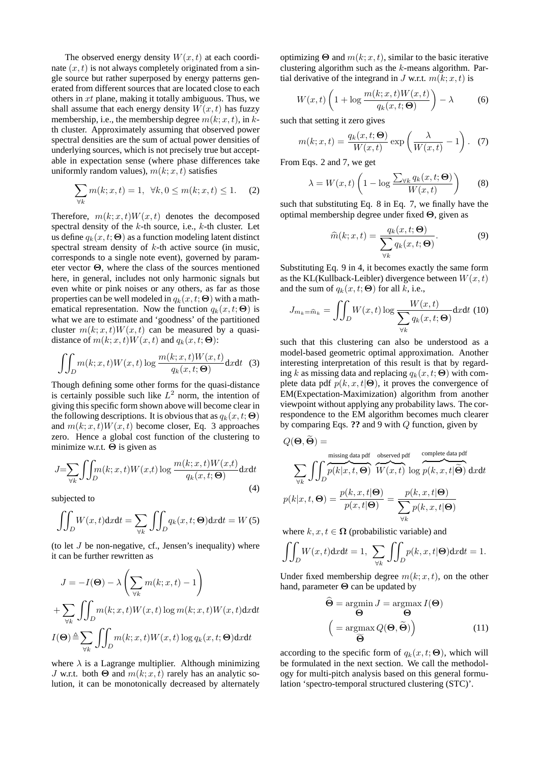The observed energy density $W(x,t)$ at each coordinate $(x,t)$ is not always completely originated from a single source but rather superposed by energy patterns generated from different sources that are located close to each others in $xt$ plane, making it totally ambiguous. Thus, we shall assume that each energy density $W(x,t)$ has fuzzy membership, i.e., the membership degree $m(k;x,t)$, in $k$-th cluster. Approximately assuming that observed power spectral densities are the sum of actual power densities of underlying sources, which is not precisely true but acceptable in expectation sense (where phase differences take uniformly random values), $m(k;x,t)$ satisfies

$$\sum_{\forall k} m(k;x,t) = 1, \;\; \forall k, 0 \leq m(k;x,t) \leq 1. \quad (2)$$

Therefore, $m(k;x,t)W(x,t)$ denotes the decomposed spectral density of the $k$-th source, i.e., $k$-th cluster. Let us define $q_k(x,t;\mathbf{\Theta})$ as a function modeling latent distinct spectral stream density of $k$-th active source (in music, corresponds to a single note event), governed by parameter vector $\mathbf{\Theta}$, where the class of the sources mentioned here, in general, includes not only harmonic signals but even white or pink noises or any others, as far as those properties can be well modeled in $q_k(x,t;\mathbf{\Theta})$ with a mathematical representation. Now the function $q_k(x,t;\mathbf{\Theta})$ is what we are to estimate and 'goodness' of the partitioned cluster $m(k;x,t)W(x,t)$ can be measured by a quasi-distance of $m(k;x,t)W(x,t)$ and $q_k(x,t;\mathbf{\Theta})$:

$$\iint_D m(k;x,t)W(x,t) \log \frac{m(k;x,t)W(x,t)}{q_k(x,t;\mathbf{\Theta})} \mathrm{d}x\mathrm{d}t \quad (3)$$

Though defining some other forms for the quasi-distance is certainly possible such like $L^2$ norm, the intention of giving this specific form shown above will become clear in the following descriptions. It is obvious that as $q_k(x,t;\mathbf{\Theta})$ and $m(k;x,t)W(x,t)$ become closer, Eq. 3 approaches zero. Hence a global cost function of the clustering to minimize w.r.t. $\mathbf{\Theta}$ is given as

$$J = \sum_{\forall k} \iint_D m(k;x,t)W(x,t) \log \frac{m(k;x,t)W(x,t)}{q_k(x,t;\mathbf{\Theta})} \mathrm{d}x\mathrm{d}t \quad (4)$$

subjected to

$$\iint_D W(x,t)\mathrm{d}x\mathrm{d}t = \sum_{\forall k} \iint_D q_k(x,t;\mathbf{\Theta})\mathrm{d}x\mathrm{d}t = W \quad (5)$$

(to let $J$ be non-negative, cf., Jensen's inequality) where it can be further rewritten as

$$J = -I(\mathbf{\Theta}) - \lambda \left( \sum_{\forall k} m(k;x,t) - 1 \right)$$
$$+ \sum_{\forall k} \iint_D m(k;x,t)W(x,t) \log m(k;x,t)W(x,t)\mathrm{d}x\mathrm{d}t$$
$$I(\mathbf{\Theta}) \triangleq \sum_{\forall k} \iint_D m(k;x,t)W(x,t) \log q_k(x,t;\mathbf{\Theta})\mathrm{d}x\mathrm{d}t$$

where $\lambda$ is a Lagrange multiplier. Although minimizing $J$ w.r.t. both $\mathbf{\Theta}$ and $m(k;x,t)$ rarely has an analytic solution, it can be monotonically decreased by alternately optimizing $\mathbf{\Theta}$ and $m(k;x,t)$, similar to the basic iterative clustering algorithm such as the $k$-means algorithm. Partial derivative of the integrand in $J$ w.r.t. $m(k;x,t)$ is

$$W(x,t) \left( 1 + \log \frac{m(k;x,t)W(x,t)}{q_k(x,t;\mathbf{\Theta})} \right) - \lambda \quad (6)$$

such that setting it zero gives

$$m(k;x,t) = \frac{q_k(x,t;\mathbf{\Theta})}{W(x,t)} \exp \left( \frac{\lambda}{W(x,t)} - 1 \right). \quad (7)$$

From Eqs. 2 and 7, we get

$$\lambda = W(x,t) \left( 1 - \log \frac{\sum_{\forall k} q_k(x,t;\mathbf{\Theta})}{W(x,t)} \right) \quad (8)$$

such that substituting Eq. 8 in Eq. 7, we finally have the optimal membership degree under fixed $\mathbf{\Theta}$, given as

$$\widehat{m}(k;x,t) = \frac{q_k(x,t;\mathbf{\Theta})}{\sum_{\forall k} q_k(x,t;\mathbf{\Theta})}. \quad (9)$$

Substituting Eq. 9 in 4, it becomes exactly the same form as the KL(Kullback-Leibler) divergence between $W(x,t)$ and the sum of $q_k(x,t;\mathbf{\Theta})$ for all $k$, i.e.,

$$J_{m_k = \widehat{m}_k} = \iint_D W(x,t) \log \frac{W(x,t)}{\sum_{\forall k} q_k(x,t;\mathbf{\Theta})} \mathrm{d}x\mathrm{d}t \quad (10)$$

such that this clustering can also be understood as a model-based geometric optimal approximation. Another interesting interpretation of this result is that by regarding $k$ as missing data and replacing $q_k(x,t;\mathbf{\Theta})$ with complete data pdf $p(k,x,t|\mathbf{\Theta})$, it proves the convergence of EM(Expectation-Maximization) algorithm from another viewpoint without applying any probability laws. The correspondence to the EM algorithm becomes much clearer by comparing Eqs. **??** and 9 with $Q$ function, given by

$$Q(\mathbf{\Theta}, \widetilde{\mathbf{\Theta}}) =$$
$$\sum_{\forall k} \iint_D \overbrace{p(k|x,t,\mathbf{\Theta})}^{\text{missing data pdf}} \; \overbrace{W(x,t)}^{\text{observed pdf}} \log \overbrace{p(k,x,t|\widetilde{\mathbf{\Theta}})}^{\text{complete data pdf}} \mathrm{d}x\mathrm{d}t$$
$$p(k|x,t,\mathbf{\Theta}) = \frac{p(k,x,t|\mathbf{\Theta})}{p(x,t|\mathbf{\Theta})} = \frac{p(k,x,t|\mathbf{\Theta})}{\sum_{\forall k} p(k,x,t|\mathbf{\Theta})}$$

where $k,x,t \in \mathbf{\Omega}$ (probabilistic variable) and

$$\iint_D W(x,t)\mathrm{d}x\mathrm{d}t = 1, \;\; \sum_{\forall k} \iint_D p(k,x,t|\mathbf{\Theta})\mathrm{d}x\mathrm{d}t = 1.$$

Under fixed membership degree $m(k;x,t)$, on the other hand, parameter $\mathbf{\Theta}$ can be updated by

$$\widehat{\mathbf{\Theta}} = \underset{\mathbf{\Theta}}{\operatorname{argmin}}\, J = \underset{\mathbf{\Theta}}{\operatorname{argmax}}\, I(\mathbf{\Theta})$$
$$\left( = \underset{\widetilde{\mathbf{\Theta}}}{\operatorname{argmax}}\, Q(\mathbf{\Theta}, \widetilde{\mathbf{\Theta}}) \right) \quad (11)$$

according to the specific form of $q_k(x,t;\mathbf{\Theta})$, which will be formulated in the next section. We call the methodology for multi-pitch analysis based on this general formulation 'spectro-temporal structured clustering (STC)'.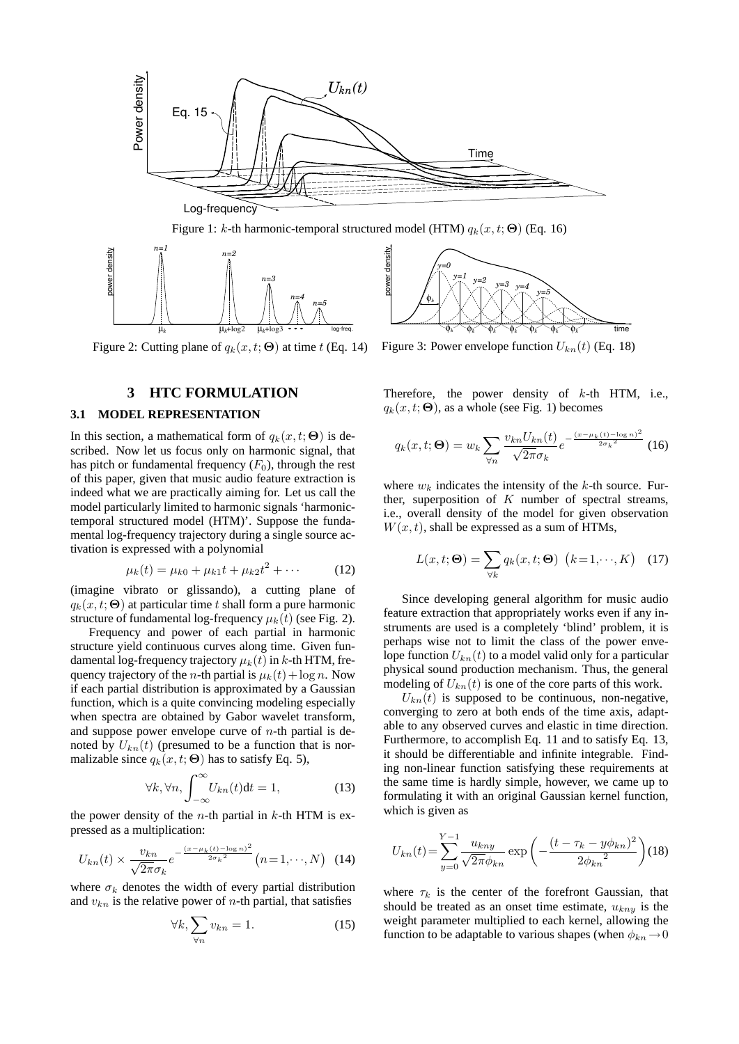Figure 1: $k$-th harmonic-temporal structured model (HTM) $q_k(x, t; \mathbf{\Theta})$ (Eq. 16)

Figure 2: Cutting plane of $q_k(x, t; \mathbf{\Theta})$ at time $t$ (Eq. 14)

Figure 3: Power envelope function $U_{kn}(t)$ (Eq. 18)

## 3 HTC FORMULATION

### 3.1 MODEL REPRESENTATION

In this section, a mathematical form of $q_k(x, t; \mathbf{\Theta})$ is described. Now let us focus only on harmonic signal, that has pitch or fundamental frequency ($F_0$), through the rest of this paper, given that music audio feature extraction is indeed what we are practically aiming for. Let us call the model particularly limited to harmonic signals 'harmonic-temporal structured model (HTM)'. Suppose the fundamental log-frequency trajectory during a single source activation is expressed with a polynomial

$$\mu_k(t) = \mu_{k0} + \mu_{k1}t + \mu_{k2}t^2 + \cdots \tag{12}$$

(imagine vibrato or glissando), a cutting plane of $q_k(x, t; \mathbf{\Theta})$ at particular time $t$ shall form a pure harmonic structure of fundamental log-frequency $\mu_k(t)$ (see Fig. 2).

Frequency and power of each partial in harmonic structure yield continuous curves along time. Given fundamental log-frequency trajectory $\mu_k(t)$ in $k$-th HTM, frequency trajectory of the $n$-th partial is $\mu_k(t) + \log n$. Now if each partial distribution is approximated by a Gaussian function, which is a quite convincing modeling especially when spectra are obtained by Gabor wavelet transform, and suppose power envelope curve of $n$-th partial is denoted by $U_{kn}(t)$ (presumed to be a function that is normalizable since $q_k(x, t; \mathbf{\Theta})$ has to satisfy Eq. 5),

$$\forall k, \forall n, \int_{-\infty}^{\infty} U_{kn}(t) \mathrm{d}t = 1, \tag{13}$$

the power density of the $n$-th partial in $k$-th HTM is expressed as a multiplication:

$$U_{kn}(t) \times \frac{v_{kn}}{\sqrt{2\pi}\sigma_k} e^{-\frac{(x-\mu_k(t)-\log n)^2}{2\sigma_k{}^2}} \left(n = 1, \cdots, N\right) \tag{14}$$

where $\sigma_k$ denotes the width of every partial distribution and $v_{kn}$ is the relative power of $n$-th partial, that satisfies

$$\forall k, \sum_{\forall n} v_{kn} = 1. \tag{15}$$

Therefore, the power density of $k$-th HTM, i.e., $q_k(x, t; \mathbf{\Theta})$, as a whole (see Fig. 1) becomes

$$q_k(x, t; \mathbf{\Theta}) = w_k \sum_{\forall n} \frac{v_{kn} U_{kn}(t)}{\sqrt{2\pi}\sigma_k} e^{-\frac{(x-\mu_k(t)-\log n)^2}{2\sigma_k{}^2}} \tag{16}$$

where $w_k$ indicates the intensity of the $k$-th source. Further, superposition of $K$ number of spectral streams, i.e., overall density of the model for given observation $W(x, t)$, shall be expressed as a sum of HTMs,

$$L(x, t; \mathbf{\Theta}) = \sum_{\forall k} q_k(x, t; \mathbf{\Theta}) \ \left(k = 1, \cdots, K\right) \tag{17}$$

Since developing general algorithm for music audio feature extraction that appropriately works even if any instruments are used is a completely 'blind' problem, it is perhaps wise not to limit the class of the power envelope function $U_{kn}(t)$ to a model valid only for a particular physical sound production mechanism. Thus, the general modeling of $U_{kn}(t)$ is one of the core parts of this work.

$U_{kn}(t)$ is supposed to be continuous, non-negative, converging to zero at both ends of the time axis, adaptable to any observed curves and elastic in time direction. Furthermore, to accomplish Eq. 11 and to satisfy Eq. 13, it should be differentiable and infinite integrable. Finding non-linear function satisfying these requirements at the same time is hardly simple, however, we came up to formulating it with an original Gaussian kernel function, which is given as

$$U_{kn}(t) = \sum_{y=0}^{Y-1} \frac{u_{kny}}{\sqrt{2\pi}\phi_{kn}} \exp\left(-\frac{(t - \tau_k - y\phi_{kn})^2}{2\phi_{kn}{}^2}\right) \tag{18}$$

where $\tau_k$ is the center of the forefront Gaussian, that should be treated as an onset time estimate, $u_{kny}$ is the weight parameter multiplied to each kernel, allowing the function to be adaptable to various shapes (when $\phi_{kn} \to 0$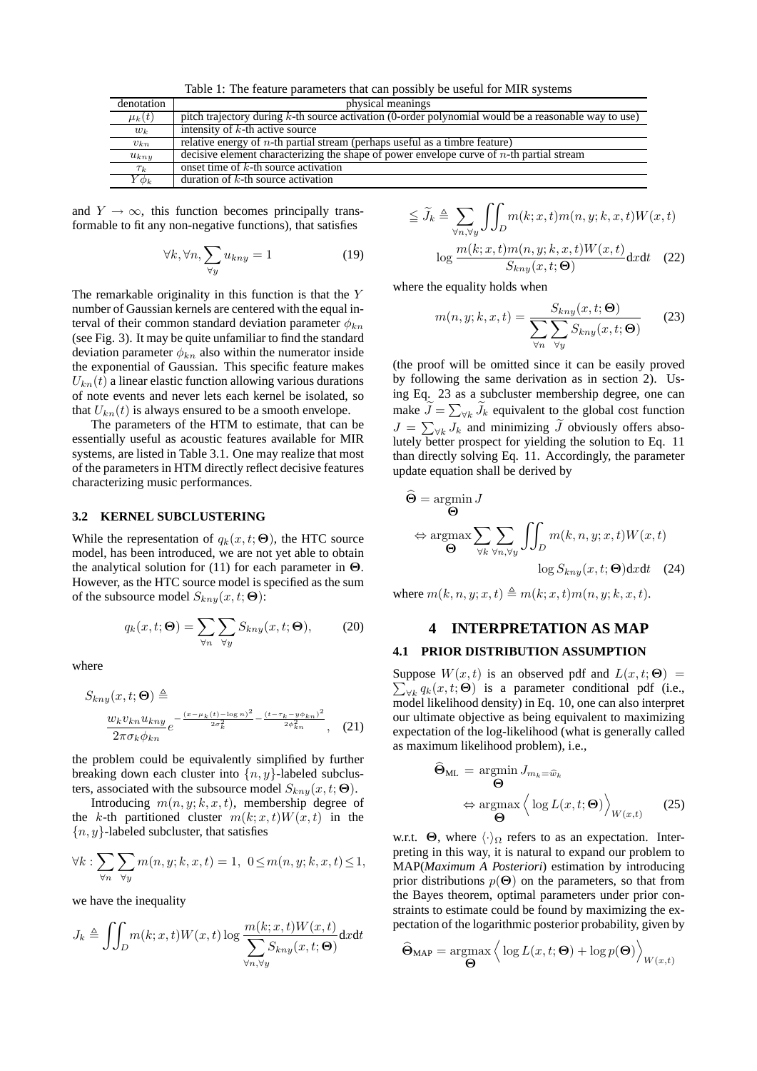Table 1: The feature parameters that can possibly be useful for MIR systems

| denotation | physical meanings |
|---|---|
| $\mu_k(t)$ | pitch trajectory during $k$-th source activation (0-order polynomial would be a reasonable way to use) |
| $w_k$ | intensity of $k$-th active source |
| $v_{kn}$ | relative energy of $n$-th partial stream (perhaps useful as a timbre feature) |
| $u_{kny}$ | decisive element characterizing the shape of power envelope curve of $n$-th partial stream |
| $\tau_k$ | onset time of $k$-th source activation |
| $Y\phi_k$ | duration of $k$-th source activation |

and $Y \rightarrow \infty$, this function becomes principally transformable to fit any non-negative functions), that satisfies

$$\forall k, \forall n, \sum_{\forall y} u_{kny} = 1 \tag{19}$$

The remarkable originality in this function is that the $Y$ number of Gaussian kernels are centered with the equal interval of their common standard deviation parameter $\phi_{kn}$ (see Fig. 3). It may be quite unfamiliar to find the standard deviation parameter $\phi_{kn}$ also within the numerator inside the exponential of Gaussian. This specific feature makes $U_{kn}(t)$ a linear elastic function allowing various durations of note events and never lets each kernel be isolated, so that $U_{kn}(t)$ is always ensured to be a smooth envelope.

The parameters of the HTM to estimate, that can be essentially useful as acoustic features available for MIR systems, are listed in Table 3.1. One may realize that most of the parameters in HTM directly reflect decisive features characterizing music performances.

### 3.2 KERNEL SUBCLUSTERING

While the representation of $q_k(x,t;\mathbf{\Theta})$, the HTC source model, has been introduced, we are not yet able to obtain the analytical solution for (11) for each parameter in $\mathbf{\Theta}$. However, as the HTC source model is specified as the sum of the subsource model $S_{kny}(x,t;\mathbf{\Theta})$:

$$q_k(x,t;\mathbf{\Theta}) = \sum_{\forall n}\sum_{\forall y} S_{kny}(x,t;\mathbf{\Theta}), \tag{20}$$

where

$$S_{kny}(x,t;\mathbf{\Theta}) \triangleq \frac{w_k v_{kn} u_{kny}}{2\pi\sigma_k\phi_{kn}} e^{-\frac{(x-\mu_k(t)-\log n)^2}{2\sigma_k^2} - \frac{(t-\tau_k - y\phi_{kn})^2}{2\phi_{kn}^2}}, \tag{21}$$

the problem could be equivalently simplified by further breaking down each cluster into $\{n,y\}$-labeled subclusters, associated with the subsource model $S_{kny}(x,t;\mathbf{\Theta})$.

Introducing $m(n,y;k,x,t)$, membership degree of the $k$-th partitioned cluster $m(k;x,t)W(x,t)$ in the $\{n,y\}$-labeled subcluster, that satisfies

$$\forall k: \sum_{\forall n}\sum_{\forall y} m(n,y;k,x,t) = 1,\ 0 \leq m(n,y;k,x,t) \leq 1,$$

we have the inequality

$$J_k \triangleq \iint_D m(k;x,t)W(x,t) \log \frac{m(k;x,t)W(x,t)}{\sum_{\forall n,\forall y} S_{kny}(x,t;\mathbf{\Theta})} \mathrm{d}x\mathrm{d}t$$

$$\leqq \widetilde{J}_k \triangleq \sum_{\forall n,\forall y} \iint_D m(k;x,t)m(n,y;k,x,t)W(x,t) \log \frac{m(k;x,t)m(n,y;k,x,t)W(x,t)}{S_{kny}(x,t;\mathbf{\Theta})} \mathrm{d}x\mathrm{d}t \tag{22}$$

where the equality holds when

$$m(n,y;k,x,t) = \frac{S_{kny}(x,t;\mathbf{\Theta})}{\sum_{\forall n}\sum_{\forall y} S_{kny}(x,t;\mathbf{\Theta})} \tag{23}$$

(the proof will be omitted since it can be easily proved by following the same derivation as in section 2). Using Eq. 23 as a subcluster membership degree, one can make $\widetilde{J} = \sum_{\forall k} \widetilde{J}_k$ equivalent to the global cost function $J = \sum_{\forall k} J_k$ and minimizing $\widetilde{J}$ obviously offers absolutely better prospect for yielding the solution to Eq. 11 than directly solving Eq. 11. Accordingly, the parameter update equation shall be derived by

$$\widehat{\mathbf{\Theta}} = \underset{\mathbf{\Theta}}{\operatorname{argmin}}\, J$$

$$\Leftrightarrow \underset{\mathbf{\Theta}}{\operatorname{argmax}} \sum_{\forall k}\sum_{\forall n,\forall y} \iint_D m(k,n,y;x,t)W(x,t) \log S_{kny}(x,t;\mathbf{\Theta})\mathrm{d}x\mathrm{d}t \tag{24}$$

where $m(k,n,y;x,t) \triangleq m(k;x,t)m(n,y;k,x,t)$.

## 4 INTERPRETATION AS MAP

### 4.1 PRIOR DISTRIBUTION ASSUMPTION

Suppose $W(x,t)$ is an observed pdf and $L(x,t;\mathbf{\Theta}) = \sum_{\forall k} q_k(x,t;\mathbf{\Theta})$ is a parameter conditional pdf (i.e., model likelihood density) in Eq. 10, one can also interpret our ultimate objective as being equivalent to maximizing expectation of the log-likelihood (what is generally called as maximum likelihood problem), i.e.,

$$\widehat{\mathbf{\Theta}}_{\mathrm{ML}} = \underset{\mathbf{\Theta}}{\operatorname{argmin}}\, J_{m_k = \widehat{w}_k}$$

$$\Leftrightarrow \underset{\mathbf{\Theta}}{\operatorname{argmax}} \Big\langle \log L(x,t;\mathbf{\Theta}) \Big\rangle_{W(x,t)} \tag{25}$$

w.r.t. $\mathbf{\Theta}$, where $\langle\cdot\rangle_\Omega$ refers to as an expectation. Interpreting in this way, it is natural to expand our problem to MAP(*Maximum A Posteriori*) estimation by introducing prior distributions $p(\mathbf{\Theta})$ on the parameters, so that from the Bayes theorem, optimal parameters under prior constraints to estimate could be found by maximizing the expectation of the logarithmic posterior probability, given by

$$\widehat{\mathbf{\Theta}}_{\mathrm{MAP}} = \underset{\mathbf{\Theta}}{\operatorname{argmax}} \Big\langle \log L(x,t;\mathbf{\Theta}) + \log p(\mathbf{\Theta}) \Big\rangle_{W(x,t)}$$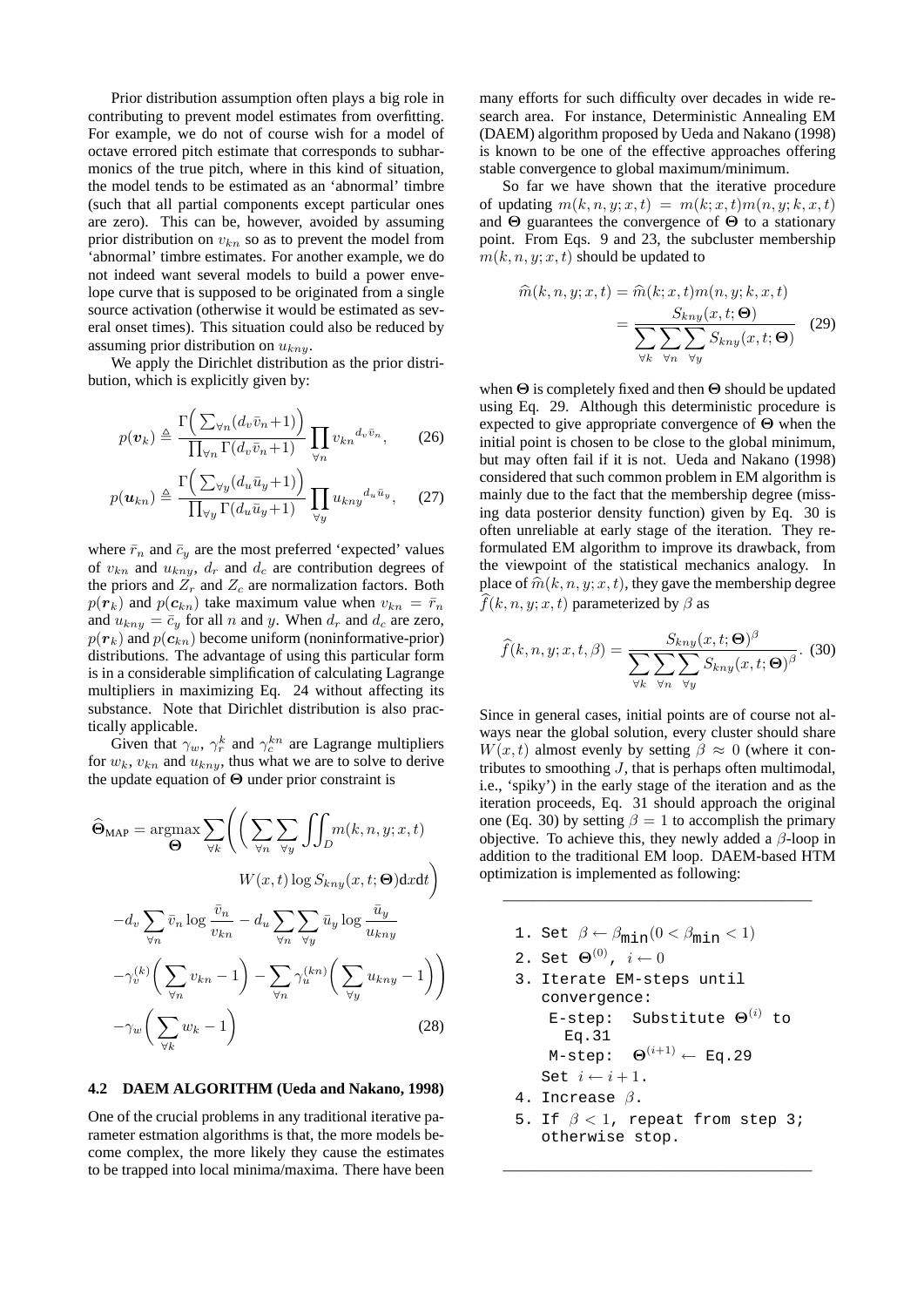Prior distribution assumption often plays a big role in contributing to prevent model estimates from overfitting. For example, we do not of course wish for a model of octave errored pitch estimate that corresponds to subharmonics of the true pitch, where in this kind of situation, the model tends to be estimated as an 'abnormal' timbre (such that all partial components except particular ones are zero). This can be, however, avoided by assuming prior distribution on $v_{kn}$ so as to prevent the model from 'abnormal' timbre estimates. For another example, we do not indeed want several models to build a power envelope curve that is supposed to be originated from a single source activation (otherwise it would be estimated as several onset times). This situation could also be reduced by assuming prior distribution on $u_{kny}$.

We apply the Dirichlet distribution as the prior distribution, which is explicitly given by:

$$p(\boldsymbol{v}_k) \triangleq \frac{\Gamma\Big(\sum_{\forall n}(d_v\bar{v}_n+1)\Big)}{\prod_{\forall n}\Gamma(d_v\bar{v}_n+1)}\prod_{\forall n} {v_{kn}}^{d_v\bar{v}_n}, \tag{26}$$

$$p(\boldsymbol{u}_{kn}) \triangleq \frac{\Gamma\Big(\sum_{\forall y}(d_u\bar{u}_y+1)\Big)}{\prod_{\forall y}\Gamma(d_u\bar{u}_y+1)}\prod_{\forall y} {u_{kny}}^{d_u\bar{u}_y}, \tag{27}$$

where $\bar{r}_n$ and $\bar{c}_y$ are the most preferred 'expected' values of $v_{kn}$ and $u_{kny}$, $d_r$ and $d_c$ are contribution degrees of the priors and $Z_r$ and $Z_c$ are normalization factors. Both $p(\boldsymbol{r}_k)$ and $p(\boldsymbol{c}_{kn})$ take maximum value when $v_{kn} = \bar{r}_n$ and $u_{kny} = \bar{c}_y$ for all $n$ and $y$. When $d_r$ and $d_c$ are zero, $p(\boldsymbol{r}_k)$ and $p(\boldsymbol{c}_{kn})$ become uniform (noninformative-prior) distributions. The advantage of using this particular form is in a considerable simplification of calculating Lagrange multipliers in maximizing Eq. 24 without affecting its substance. Note that Dirichlet distribution is also practically applicable.

Given that $\gamma_w$, $\gamma_r^k$ and $\gamma_c^{kn}$ are Lagrange multipliers for $w_k$, $v_{kn}$ and $u_{kny}$, thus what we are to solve to derive the update equation of $\boldsymbol{\Theta}$ under prior constraint is

$$\begin{aligned}
\widehat{\boldsymbol{\Theta}}_{\text{MAP}} = \underset{\boldsymbol{\Theta}}{\operatorname{argmax}} \sum_{\forall k}\Bigg( \Big( \sum_{\forall n}\sum_{\forall y}\iint_D m(k,n,y;x,t) \\
W(x,t)\log S_{kny}(x,t;\boldsymbol{\Theta})\mathrm{d}x\mathrm{d}t\Big) \\
-d_v\sum_{\forall n}\bar{v}_n\log\frac{\bar{v}_n}{v_{kn}} - d_u\sum_{\forall n}\sum_{\forall y}\bar{u}_y\log\frac{\bar{u}_y}{u_{kny}} \\
-\gamma_v^{(k)}\Big(\sum_{\forall n}v_{kn}-1\Big) - \sum_{\forall n}\gamma_u^{(kn)}\Big(\sum_{\forall y}u_{kny}-1\Big)\Bigg) \\
-\gamma_w\Big(\sum_{\forall k}w_k - 1\Big)
\end{aligned} \tag{28}$$

### 4.2 DAEM ALGORITHM (Ueda and Nakano, 1998)

One of the crucial problems in any traditional iterative parameter estmation algorithms is that, the more models become complex, the more likely they cause the estimates to be trapped into local minima/maxima. There have been many efforts for such difficulty over decades in wide research area. For instance, Deterministic Annealing EM (DAEM) algorithm proposed by Ueda and Nakano (1998) is known to be one of the effective approaches offering stable convergence to global maximum/minimum.

So far we have shown that the iterative procedure of updating $m(k,n,y;x,t) = m(k;x,t)m(n,y;k,x,t)$ and $\boldsymbol{\Theta}$ guarantees the convergence of $\boldsymbol{\Theta}$ to a stationary point. From Eqs. 9 and 23, the subcluster membership $m(k,n,y;x,t)$ should be updated to

$$\begin{aligned}
\widehat{m}(k,n,y;x,t) &= \widehat{m}(k;x,t)m(n,y;k,x,t) \\
&= \frac{S_{kny}(x,t;\boldsymbol{\Theta})}{\sum\limits_{\forall k}\sum\limits_{\forall n}\sum\limits_{\forall y}S_{kny}(x,t;\boldsymbol{\Theta})}
\end{aligned} \tag{29}$$

when $\boldsymbol{\Theta}$ is completely fixed and then $\boldsymbol{\Theta}$ should be updated using Eq. 29. Although this deterministic procedure is expected to give appropriate convergence of $\boldsymbol{\Theta}$ when the initial point is chosen to be close to the global minimum, but may often fail if it is not. Ueda and Nakano (1998) considered that such common problem in EM algorithm is mainly due to the fact that the membership degree (missing data posterior density function) given by Eq. 30 is often unreliable at early stage of the iteration. They reformulated EM algorithm to improve its drawback, from the viewpoint of the statistical mechanics analogy. In place of $\widehat{m}(k,n,y;x,t)$, they gave the membership degree $\widehat{f}(k,n,y;x,t)$ parameterized by $\beta$ as

$$\widehat{f}(k,n,y;x,t,\beta) = \frac{S_{kny}(x,t;\boldsymbol{\Theta})^\beta}{\sum\limits_{\forall k}\sum\limits_{\forall n}\sum\limits_{\forall y}S_{kny}(x,t;\boldsymbol{\Theta})^\beta}. \tag{30}$$

Since in general cases, initial points are of course not always near the global solution, every cluster should share $W(x,t)$ almost evenly by setting $\beta \approx 0$ (where it contributes to smoothing $J$, that is perhaps often multimodal, i.e., 'spiky') in the early stage of the iteration and as the iteration proceeds, Eq. 31 should approach the original one (Eq. 30) by setting $\beta = 1$ to accomplish the primary objective. To achieve this, they newly added a $\beta$-loop in addition to the traditional EM loop. DAEM-based HTM optimization is implemented as following:

---

1. Set $\beta \leftarrow \beta_{\text{min}}(0 < \beta_{\text{min}} < 1)$
2. Set $\boldsymbol{\Theta}^{(0)}$, $i \leftarrow 0$
3. Iterate EM-steps until convergence:
   - E-step: Substitute $\boldsymbol{\Theta}^{(i)}$ to Eq.31
   - M-step: $\boldsymbol{\Theta}^{(i+1)} \leftarrow$ Eq.29
   - Set $i \leftarrow i+1$.
4. Increase $\beta$.
5. If $\beta < 1$, repeat from step 3; otherwise stop.

---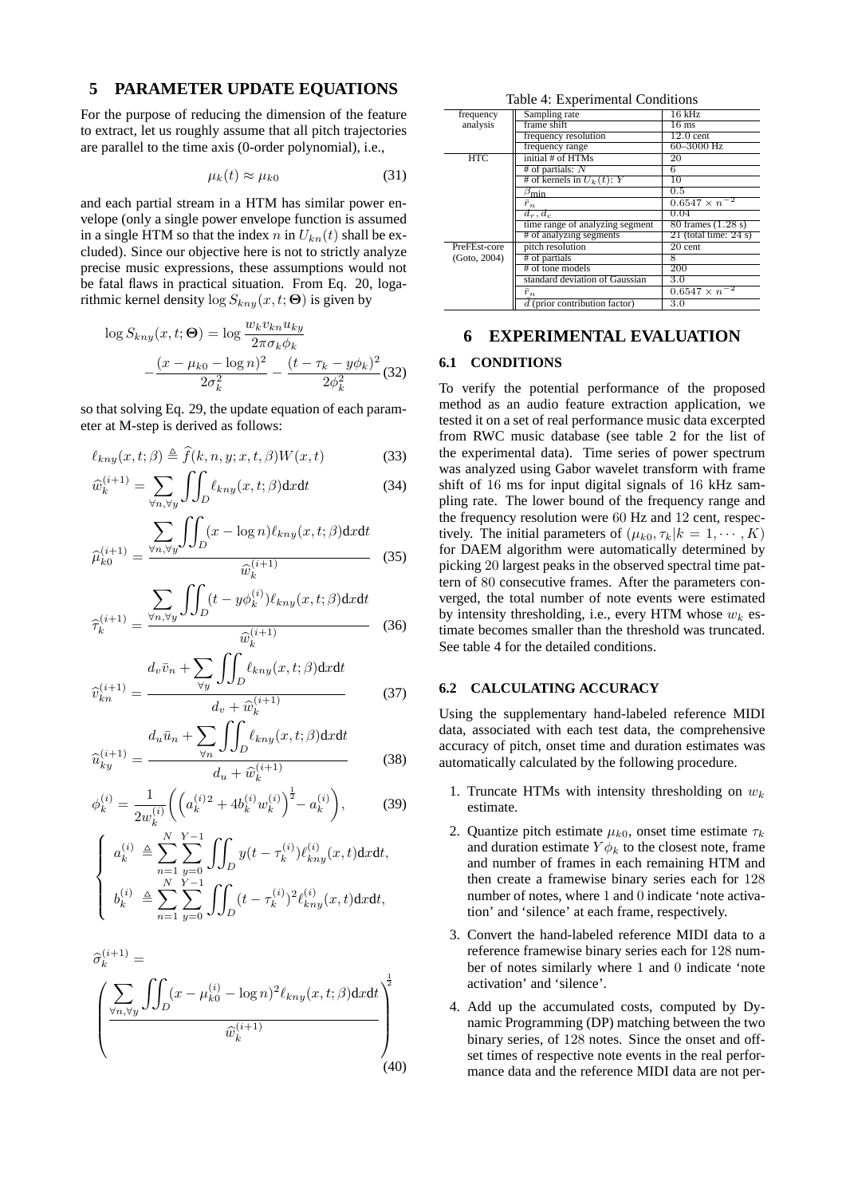## 5 PARAMETER UPDATE EQUATIONS

For the purpose of reducing the dimension of the feature to extract, let us roughly assume that all pitch trajectories are parallel to the time axis (0-order polynomial), i.e.,

$$\mu_k(t) \approx \mu_{k0} \tag{31}$$

and each partial stream in a HTM has similar power envelope (only a single power envelope function is assumed in a single HTM so that the index $n$ in $U_{kn}(t)$ shall be excluded). Since our objective here is not to strictly analyze precise music expressions, these assumptions would not be fatal flaws in practical situation. From Eq. 20, logarithmic kernel density $\log S_{kny}(x,t;\mathbf{\Theta})$ is given by

$$\log S_{kny}(x,t;\mathbf{\Theta}) = \log \frac{w_k v_{kn} u_{ky}}{2\pi\sigma_k\phi_k} - \frac{(x-\mu_{k0}-\log n)^2}{2\sigma_k^2} - \frac{(t-\tau_k-y\phi_k)^2}{2\phi_k^2} \tag{32}$$

so that solving Eq. 29, the update equation of each parameter at M-step is derived as follows:

$$\ell_{kny}(x,t;\beta) \triangleq \widehat{f}(k,n,y;x,t,\beta)W(x,t) \tag{33}$$

$$\widehat{w}_k^{(i+1)} = \sum_{\forall n,\forall y} \iint_D \ell_{kny}(x,t;\beta)\mathrm{d}x\mathrm{d}t \tag{34}$$

$$\widehat{\mu}_{k0}^{(i+1)} = \frac{\displaystyle\sum_{\forall n,\forall y} \iint_D (x-\log n)\ell_{kny}(x,t;\beta)\mathrm{d}x\mathrm{d}t}{\widehat{w}_k^{(i+1)}} \tag{35}$$

$$\widehat{\tau}_k^{(i+1)} = \frac{\displaystyle\sum_{\forall n,\forall y} \iint_D (t-y\phi_k^{(i)})\ell_{kny}(x,t;\beta)\mathrm{d}x\mathrm{d}t}{\widehat{w}_k^{(i+1)}} \tag{36}$$

$$\widehat{v}_{kn}^{(i+1)} = \frac{d_v\bar{v}_n + \displaystyle\sum_{\forall y} \iint_D \ell_{kny}(x,t;\beta)\mathrm{d}x\mathrm{d}t}{d_v + \widehat{w}_k^{(i+1)}} \tag{37}$$

$$\widehat{u}_{ky}^{(i+1)} = \frac{d_u\bar{u}_n + \displaystyle\sum_{\forall n} \iint_D \ell_{kny}(x,t;\beta)\mathrm{d}x\mathrm{d}t}{d_u + \widehat{w}_k^{(i+1)}} \tag{38}$$

$$\phi_k^{(i)} = \frac{1}{2w_k^{(i)}}\bigg(\Big(a_k^{(i)2} + 4b_k^{(i)}w_k^{(i)}\Big)^{\frac{1}{2}} - a_k^{(i)}\bigg), \tag{39}$$

$$\begin{cases} a_k^{(i)} \triangleq \displaystyle\sum_{n=1}^{N}\sum_{y=0}^{Y-1} \iint_D y(t-\tau_k^{(i)})\ell_{kny}^{(i)}(x,t)\mathrm{d}x\mathrm{d}t, \\ b_k^{(i)} \triangleq \displaystyle\sum_{n=1}^{N}\sum_{y=0}^{Y-1} \iint_D (t-\tau_k^{(i)})^2\ell_{kny}^{(i)}(x,t)\mathrm{d}x\mathrm{d}t, \end{cases}$$

$$\widehat{\sigma}_k^{(i+1)} = \left(\frac{\displaystyle\sum_{\forall n,\forall y} \iint_D (x-\mu_{k0}^{(i)}-\log n)^2\ell_{kny}(x,t;\beta)\mathrm{d}x\mathrm{d}t}{\widehat{w}_k^{(i+1)}}\right)^{\frac{1}{2}} \tag{40}$$

Table 4: Experimental Conditions

| | | |
|---|---|---|
| frequency analysis | Sampling rate | 16 kHz |
| | frame shift | 16 ms |
| | frequency resolution | 12.0 cent |
| | frequency range | 60–3000 Hz |
| HTC | initial # of HTMs | 20 |
| | # of partials: $N$ | 6 |
| | # of kernels in $U_k(t)$: $Y$ | 10 |
| | $\beta_{\min}$ | 0.5 |
| | $\bar{r}_n$ | $0.6547 \times n^{-2}$ |
| | $d_r, d_c$ | 0.04 |
| | time range of analyzing segment | 80 frames (1.28 s) |
| | # of analyzing segments | 21 (total time: 24 s) |
| PreFEst-core (Goto, 2004) | pitch resolution | 20 cent |
| | # of partials | 8 |
| | # of tone models | 200 |
| | standard deviation of Gaussian | 3.0 |
| | $\bar{r}_n$ | $0.6547 \times n^{-2}$ |
| | $d$ (prior contribution factor) | 3.0 |

## 6 EXPERIMENTAL EVALUATION

### 6.1 CONDITIONS

To verify the potential performance of the proposed method as an audio feature extraction application, we tested it on a set of real performance music data excerpted from RWC music database (see table 2 for the list of the experimental data). Time series of power spectrum was analyzed using Gabor wavelet transform with frame shift of 16 ms for input digital signals of 16 kHz sampling rate. The lower bound of the frequency range and the frequency resolution were 60 Hz and 12 cent, respectively. The initial parameters of $(\mu_{k0}, \tau_k | k = 1, \cdots, K)$ for DAEM algorithm were automatically determined by picking 20 largest peaks in the observed spectral time pattern of 80 consecutive frames. After the parameters converged, the total number of note events were estimated by intensity thresholding, i.e., every HTM whose $w_k$ estimate becomes smaller than the threshold was truncated. See table 4 for the detailed conditions.

### 6.2 CALCULATING ACCURACY

Using the supplementary hand-labeled reference MIDI data, associated with each test data, the comprehensive accuracy of pitch, onset time and duration estimates was automatically calculated by the following procedure.

1. Truncate HTMs with intensity thresholding on $w_k$ estimate.
2. Quantize pitch estimate $\mu_{k0}$, onset time estimate $\tau_k$ and duration estimate $Y\phi_k$ to the closest note, frame and number of frames in each remaining HTM and then create a framewise binary series each for 128 number of notes, where 1 and 0 indicate 'note activation' and 'silence' at each frame, respectively.
3. Convert the hand-labeled reference MIDI data to a reference framewise binary series each for 128 number of notes similarly where 1 and 0 indicate 'note activation' and 'silence'.
4. Add up the accumulated costs, computed by Dynamic Programming (DP) matching between the two binary series, of 128 notes. Since the onset and offset times of respective note events in the real performance data and the reference MIDI data are not per-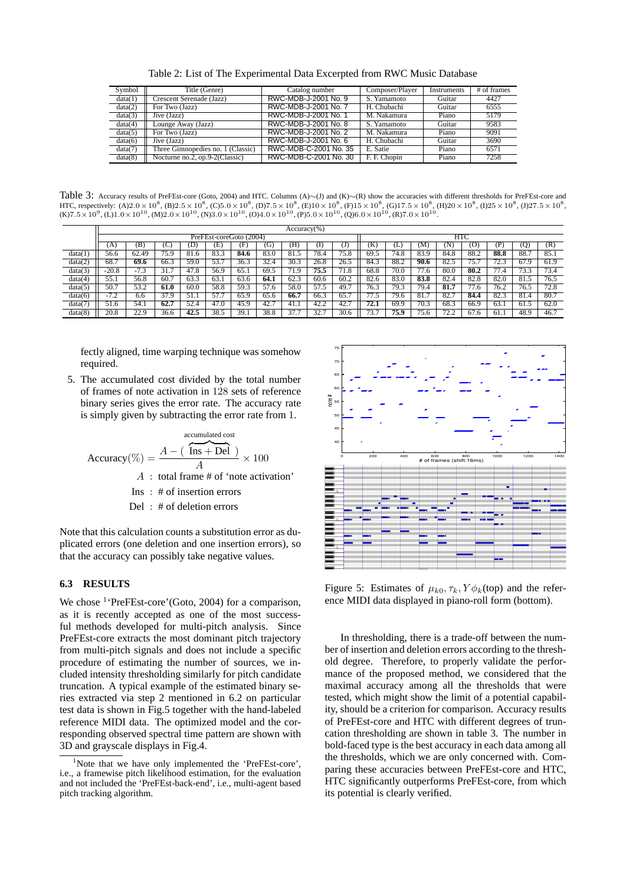Table 2: List of The Experimental Data Excerpted from RWC Music Database

| Symbol | Title (Genre) | Catalog number | Composer/Player | Instruments | # of frames |
|---|---|---|---|---|---|
| data(1) | Crescent Serenade (Jazz) | RWC-MDB-J-2001 No. 9 | S. Yamamoto | Guitar | 4427 |
| data(2) | For Two (Jazz) | RWC-MDB-J-2001 No. 7 | H. Chubachi | Guitar | 6555 |
| data(3) | Jive (Jazz) | RWC-MDB-J-2001 No. 1 | M. Nakamura | Piano | 5179 |
| data(4) | Lounge Away (Jazz) | RWC-MDB-J-2001 No. 8 | S. Yamamoto | Guitar | 9583 |
| data(5) | For Two (Jazz) | RWC-MDB-J-2001 No. 2 | M. Nakamura | Piano | 9091 |
| data(6) | Jive (Jazz) | RWC-MDB-J-2001 No. 6 | H. Chubachi | Guitar | 3690 |
| data(7) | Three Gimnopedies no. 1 (Classic) | RWC-MDB-C-2001 No. 35 | E. Satie | Piano | 6571 |
| data(8) | Nocturne no.2, op.9-2(Classic) | RWC-MDB-C-2001 No. 30 | F. F. Chopin | Piano | 7258 |

Table 3: Accuracy results of PreFEst-core (Goto, 2004) and HTC. Columns (A)∼(J) and (K)∼(R) show the accuracies with different thresholds for PreFEst-core and HTC, respectively: (A)$2.0\times10^8$, (B)$2.5\times10^8$, (C)$5.0\times10^8$, (D)$7.5\times10^8$, (E)$10\times10^8$, (F)$15\times10^8$, (G)$17.5\times10^8$, (H)$20\times10^8$, (I)$25\times10^8$, (J)$27.5\times10^8$, (K)$7.5\times10^9$, (L)$1.0\times10^{10}$, (M)$2.0\times10^{10}$, (N)$3.0\times10^{10}$, (O)$4.0\times10^{10}$, (P)$5.0\times10^{10}$, (Q)$6.0\times10^{10}$, (R)$7.0\times10^{10}$.

| | Accuracy(%) | | | | | | | | | | | | | | | | | |
|---|---|---|---|---|---|---|---|---|---|---|---|---|---|---|---|---|---|---|
| | PreFEst-coreGoto (2004) | | | | | | | | | | HTC | | | | | | | |
| | (A) | (B) | (C) | (D) | (E) | (F) | (G) | (H) | (I) | (J) | (K) | (L) | (M) | (N) | (O) | (P) | (Q) | (R) |
| data(1) | 56.6 | 62.49 | 75.9 | 81.6 | 83.3 | **84.6** | 83.0 | 81.5 | 78.4 | 75.8 | 69.5 | 74.8 | 83.9 | 84.8 | 88.2 | **88.8** | 88.7 | 85.1 |
| data(2) | 68.7 | **69.6** | 66.3 | 59.0 | 53.7 | 36.3 | 32.4 | 30.3 | 26.8 | 26.5 | 84.3 | 88.2 | **90.6** | 82.5 | 75.7 | 72.3 | 67.9 | 61.9 |
| data(3) | -20.8 | -7.3 | 31.7 | 47.8 | 56.9 | 65.1 | 69.5 | 71.9 | **75.5** | 71.8 | 68.8 | 70.0 | 77.6 | 80.0 | **80.2** | 77.4 | 73.3 | 73.4 |
| data(4) | 55.1 | 56.8 | 60.7 | 63.3 | 63.1 | 63.6 | **64.1** | 62.3 | 60.6 | 60.2 | 82.6 | 83.0 | **83.8** | 82.4 | 82.8 | 82.0 | 81.5 | 76.5 |
| data(5) | 50.7 | 53.2 | **61.0** | 60.0 | 58.8 | 59.3 | 57.6 | 58.0 | 57.5 | 49.7 | 76.3 | 79.3 | 79.4 | **81.7** | 77.6 | 76.2 | 76.5 | 72.8 |
| data(6) | -7.2 | 6.6 | 37.9 | 51.1 | 57.7 | 65.9 | 65.6 | **66.7** | 66.3 | 65.7 | 77.5 | 79.6 | 81.7 | 82.7 | **84.4** | 82.3 | 81.4 | 80.7 |
| data(7) | 51.6 | 54.1 | **62.7** | 52.4 | 47.0 | 45.9 | 42.7 | 41.1 | 42.2 | 42.7 | **72.1** | 69.9 | 70.3 | 68.3 | 66.9 | 63.1 | 61.5 | 62.0 |
| data(8) | 20.8 | 22.9 | 36.6 | **42.5** | 38.5 | 39.1 | 38.8 | 37.7 | 32.7 | 30.6 | 73.7 | **75.9** | 75.6 | 72.2 | 67.6 | 61.1 | 48.9 | 46.7 |

fectly aligned, time warping technique was somehow required.

5. The accumulated cost divided by the total number of frames of note activation in 128 sets of reference binary series gives the error rate. The accuracy rate is simply given by subtracting the error rate from 1.

$$\text{Accuracy}(\%) = \frac{A - (\overbrace{\text{Ins} + \text{Del}}^{\text{accumulated cost}})}{A} \times 100$$

$A$ : total frame # of 'note activation'

Ins : # of insertion errors

Del : # of deletion errors

Note that this calculation counts a substitution error as duplicated errors (one deletion and one insertion errors), so that the accuracy can possibly take negative values.

### 6.3 RESULTS

We chose [1]'PreFEst-core'(Goto, 2004) for a comparison, as it is recently accepted as one of the most successful methods developed for multi-pitch analysis. Since PreFEst-core extracts the most dominant pitch trajectory from multi-pitch signals and does not include a specific procedure of estimating the number of sources, we included intensity thresholding similarly for pitch candidate truncation. A typical example of the estimated binary series extracted via step 2 mentioned in 6.2 on particular test data is shown in Fig.5 together with the hand-labeled reference MIDI data. The optimized model and the corresponding observed spectral time pattern are shown with 3D and grayscale displays in Fig.4.

[1] Note that we have only implemented the 'PreFEst-core', i.e., a framewise pitch likelihood estimation, for the evaluation and not included the 'PreFEst-back-end', i.e., multi-agent based pitch tracking algorithm.

Figure 5: Estimates of $\mu_{k0}, \tau_k, Y\phi_k$(top) and the reference MIDI data displayed in piano-roll form (bottom).

In thresholding, there is a trade-off between the number of insertion and deletion errors according to the threshold degree. Therefore, to properly validate the performance of the proposed method, we considered that the maximal accuracy among all the thresholds that were tested, which might show the limit of a potential capability, should be a criterion for comparison. Accuracy results of PreFEst-core and HTC with different degrees of truncation thresholding are shown in table 3. The number in bold-faced type is the best accuracy in each data among all the thresholds, which we are only concerned with. Comparing these accuracies between PreFEst-core and HTC, HTC significantly outperforms PreFEst-core, from which its potential is clearly verified.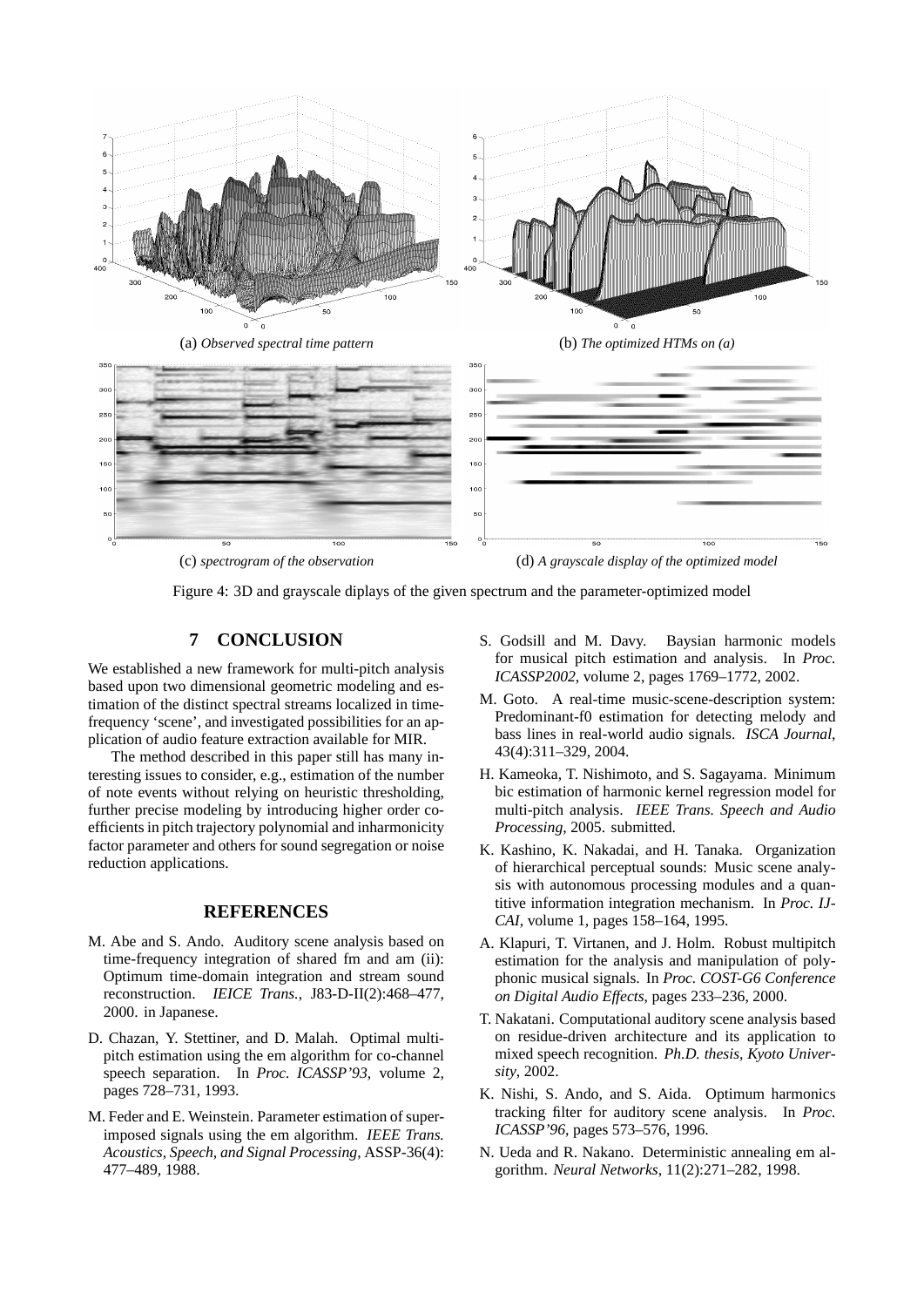(a) *Observed spectral time pattern*

(b) *The optimized HTMs on (a)*

(c) *spectrogram of the observation*

(d) *A grayscale display of the optimized model*

Figure 4: 3D and grayscale diplays of the given spectrum and the parameter-optimized model

## 7 CONCLUSION

We established a new framework for multi-pitch analysis based upon two dimensional geometric modeling and estimation of the distinct spectral streams localized in time-frequency 'scene', and investigated possibilities for an application of audio feature extraction available for MIR.

The method described in this paper still has many interesting issues to consider, e.g., estimation of the number of note events without relying on heuristic thresholding, further precise modeling by introducing higher order coefficients in pitch trajectory polynomial and inharmonicity factor parameter and others for sound segregation or noise reduction applications.

## REFERENCES

M. Abe and S. Ando. Auditory scene analysis based on time-frequency integration of shared fm and am (ii): Optimum time-domain integration and stream sound reconstruction. *IEICE Trans.*, J83-D-II(2):468–477, 2000. in Japanese.

D. Chazan, Y. Stettiner, and D. Malah. Optimal multi-pitch estimation using the em algorithm for co-channel speech separation. In *Proc. ICASSP'93*, volume 2, pages 728–731, 1993.

M. Feder and E. Weinstein. Parameter estimation of superimposed signals using the em algorithm. *IEEE Trans. Acoustics, Speech, and Signal Processing*, ASSP-36(4): 477–489, 1988.

S. Godsill and M. Davy. Baysian harmonic models for musical pitch estimation and analysis. In *Proc. ICASSP2002*, volume 2, pages 1769–1772, 2002.

M. Goto. A real-time music-scene-description system: Predominant-f0 estimation for detecting melody and bass lines in real-world audio signals. *ISCA Journal*, 43(4):311–329, 2004.

H. Kameoka, T. Nishimoto, and S. Sagayama. Minimum bic estimation of harmonic kernel regression model for multi-pitch analysis. *IEEE Trans. Speech and Audio Processing*, 2005. submitted.

K. Kashino, K. Nakadai, and H. Tanaka. Organization of hierarchical perceptual sounds: Music scene analysis with autonomous processing modules and a quantitive information integration mechanism. In *Proc. IJCAI*, volume 1, pages 158–164, 1995.

A. Klapuri, T. Virtanen, and J. Holm. Robust multipitch estimation for the analysis and manipulation of polyphonic musical signals. In *Proc. COST-G6 Conference on Digital Audio Effects*, pages 233–236, 2000.

T. Nakatani. Computational auditory scene analysis based on residue-driven architecture and its application to mixed speech recognition. *Ph.D. thesis, Kyoto University*, 2002.

K. Nishi, S. Ando, and S. Aida. Optimum harmonics tracking filter for auditory scene analysis. In *Proc. ICASSP'96*, pages 573–576, 1996.

N. Ueda and R. Nakano. Deterministic annealing em algorithm. *Neural Networks*, 11(2):271–282, 1998.